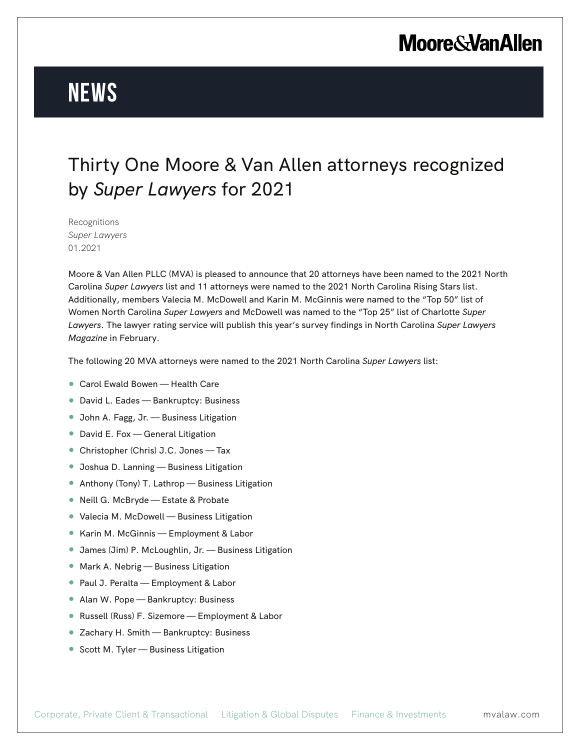# NEWS

## Thirty One Moore & Van Allen attorneys recognized by *Super Lawyers* for 2021

Recognitions
*Super Lawyers*
01.2021

Moore & Van Allen PLLC (MVA) is pleased to announce that 20 attorneys have been named to the 2021 North Carolina *Super Lawyers* list and 11 attorneys were named to the 2021 North Carolina Rising Stars list. Additionally, members Valecia M. McDowell and Karin M. McGinnis were named to the "Top 50" list of Women North Carolina *Super Lawyers* and McDowell was named to the "Top 25" list of Charlotte *Super Lawyers*. The lawyer rating service will publish this year's survey findings in North Carolina *Super Lawyers Magazine* in February.

The following 20 MVA attorneys were named to the 2021 North Carolina *Super Lawyers* list:

- Carol Ewald Bowen — Health Care
- David L. Eades — Bankruptcy: Business
- John A. Fagg, Jr. — Business Litigation
- David E. Fox — General Litigation
- Christopher (Chris) J.C. Jones — Tax
- Joshua D. Lanning — Business Litigation
- Anthony (Tony) T. Lathrop — Business Litigation
- Neill G. McBryde — Estate & Probate
- Valecia M. McDowell — Business Litigation
- Karin M. McGinnis — Employment & Labor
- James (Jim) P. McLoughlin, Jr. — Business Litigation
- Mark A. Nebrig — Business Litigation
- Paul J. Peralta — Employment & Labor
- Alan W. Pope — Bankruptcy: Business
- Russell (Russ) F. Sizemore — Employment & Labor
- Zachary H. Smith — Bankruptcy: Business
- Scott M. Tyler — Business Litigation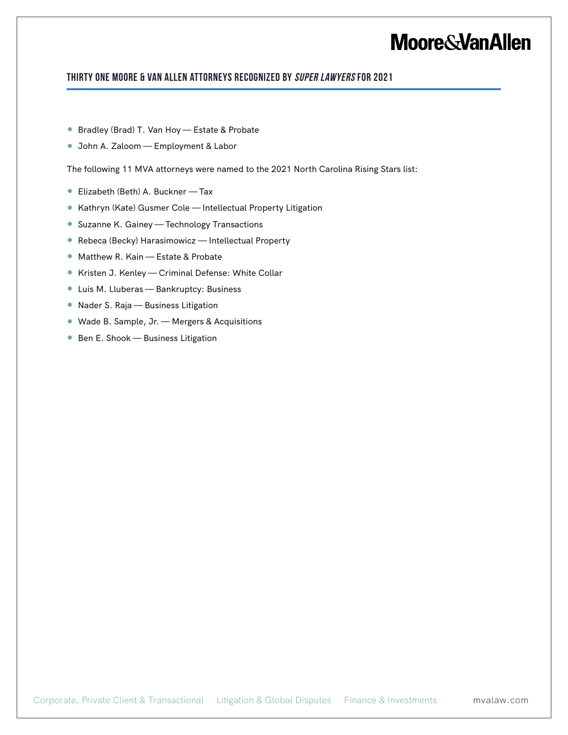- Bradley (Brad) T. Van Hoy — Estate & Probate
- John A. Zaloom — Employment & Labor

The following 11 MVA attorneys were named to the 2021 North Carolina Rising Stars list:

- Elizabeth (Beth) A. Buckner — Tax
- Kathryn (Kate) Gusmer Cole — Intellectual Property Litigation
- Suzanne K. Gainey — Technology Transactions
- Rebeca (Becky) Harasimowicz — Intellectual Property
- Matthew R. Kain — Estate & Probate
- Kristen J. Kenley — Criminal Defense: White Collar
- Luis M. Lluberas — Bankruptcy: Business
- Nader S. Raja — Business Litigation
- Wade B. Sample, Jr. — Mergers & Acquisitions
- Ben E. Shook — Business Litigation